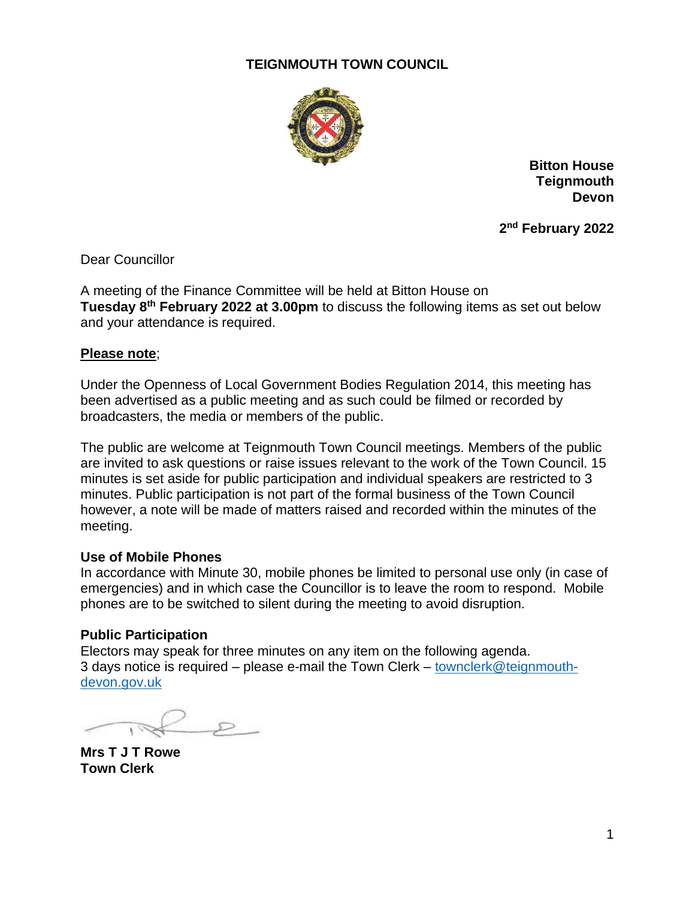# TEIGNMOUTH TOWN COUNCIL

**Bitton House**
**Teignmouth**
**Devon**

**2nd February 2022**

Dear Councillor

A meeting of the Finance Committee will be held at Bitton House on **Tuesday 8th February 2022 at 3.00pm** to discuss the following items as set out below and your attendance is required.

**Please note**;

Under the Openness of Local Government Bodies Regulation 2014, this meeting has been advertised as a public meeting and as such could be filmed or recorded by broadcasters, the media or members of the public.

The public are welcome at Teignmouth Town Council meetings. Members of the public are invited to ask questions or raise issues relevant to the work of the Town Council. 15 minutes is set aside for public participation and individual speakers are restricted to 3 minutes. Public participation is not part of the formal business of the Town Council however, a note will be made of matters raised and recorded within the minutes of the meeting.

**Use of Mobile Phones**
In accordance with Minute 30, mobile phones be limited to personal use only (in case of emergencies) and in which case the Councillor is to leave the room to respond. Mobile phones are to be switched to silent during the meeting to avoid disruption.

**Public Participation**
Electors may speak for three minutes on any item on the following agenda.
3 days notice is required – please e-mail the Town Clerk – townclerk@teignmouth-devon.gov.uk

**Mrs T J T Rowe**
**Town Clerk**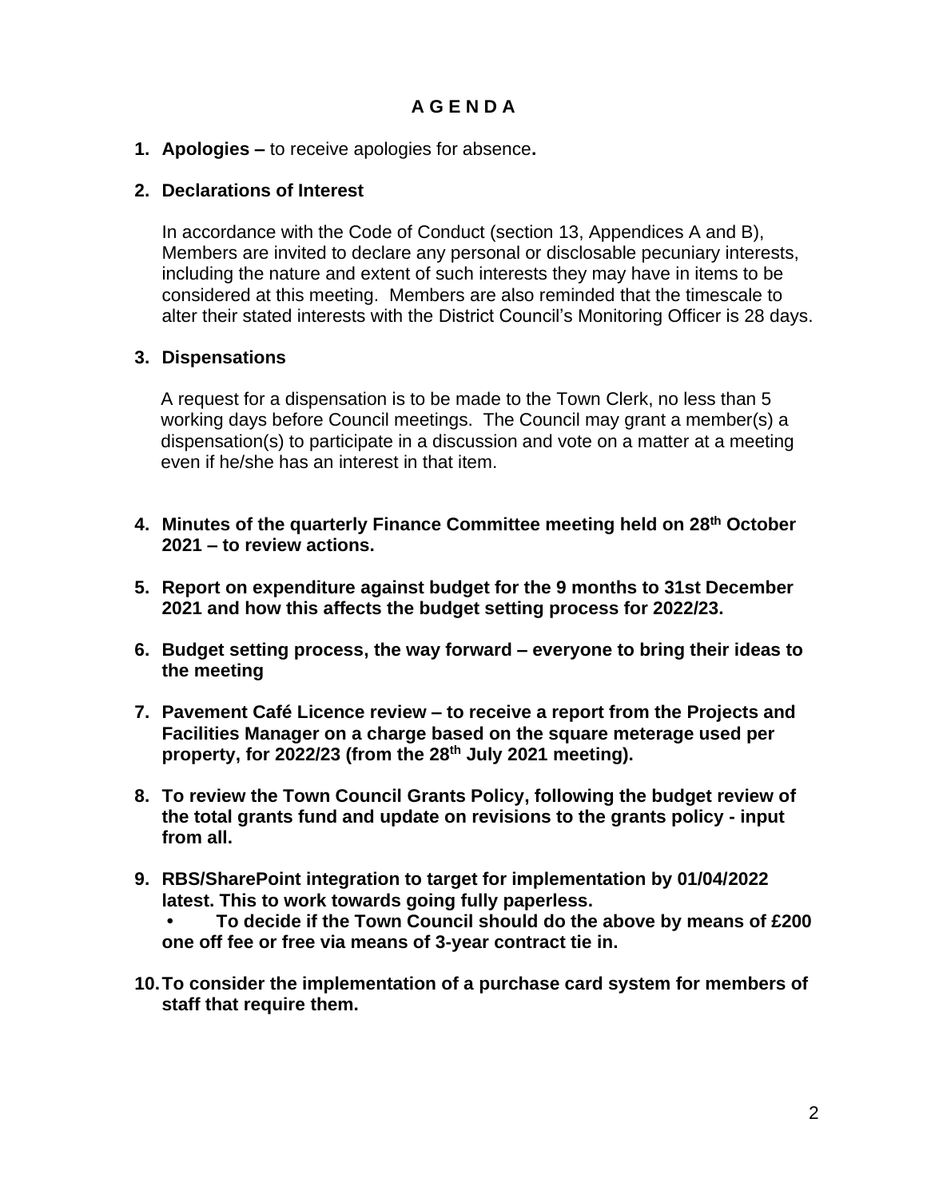# A G E N D A

1. **Apologies –** to receive apologies for absence**.**

2. **Declarations of Interest**

   In accordance with the Code of Conduct (section 13, Appendices A and B), Members are invited to declare any personal or disclosable pecuniary interests, including the nature and extent of such interests they may have in items to be considered at this meeting. Members are also reminded that the timescale to alter their stated interests with the District Council's Monitoring Officer is 28 days.

3. **Dispensations**

   A request for a dispensation is to be made to the Town Clerk, no less than 5 working days before Council meetings. The Council may grant a member(s) a dispensation(s) to participate in a discussion and vote on a matter at a meeting even if he/she has an interest in that item.

4. **Minutes of the quarterly Finance Committee meeting held on 28th October 2021 – to review actions.**

5. **Report on expenditure against budget for the 9 months to 31st December 2021 and how this affects the budget setting process for 2022/23.**

6. **Budget setting process, the way forward – everyone to bring their ideas to the meeting**

7. **Pavement Café Licence review – to receive a report from the Projects and Facilities Manager on a charge based on the square meterage used per property, for 2022/23 (from the 28th July 2021 meeting).**

8. **To review the Town Council Grants Policy, following the budget review of the total grants fund and update on revisions to the grants policy - input from all.**

9. **RBS/SharePoint integration to target for implementation by 01/04/2022 latest. This to work towards going fully paperless.**
   - **To decide if the Town Council should do the above by means of £200 one off fee or free via means of 3-year contract tie in.**

10. **To consider the implementation of a purchase card system for members of staff that require them.**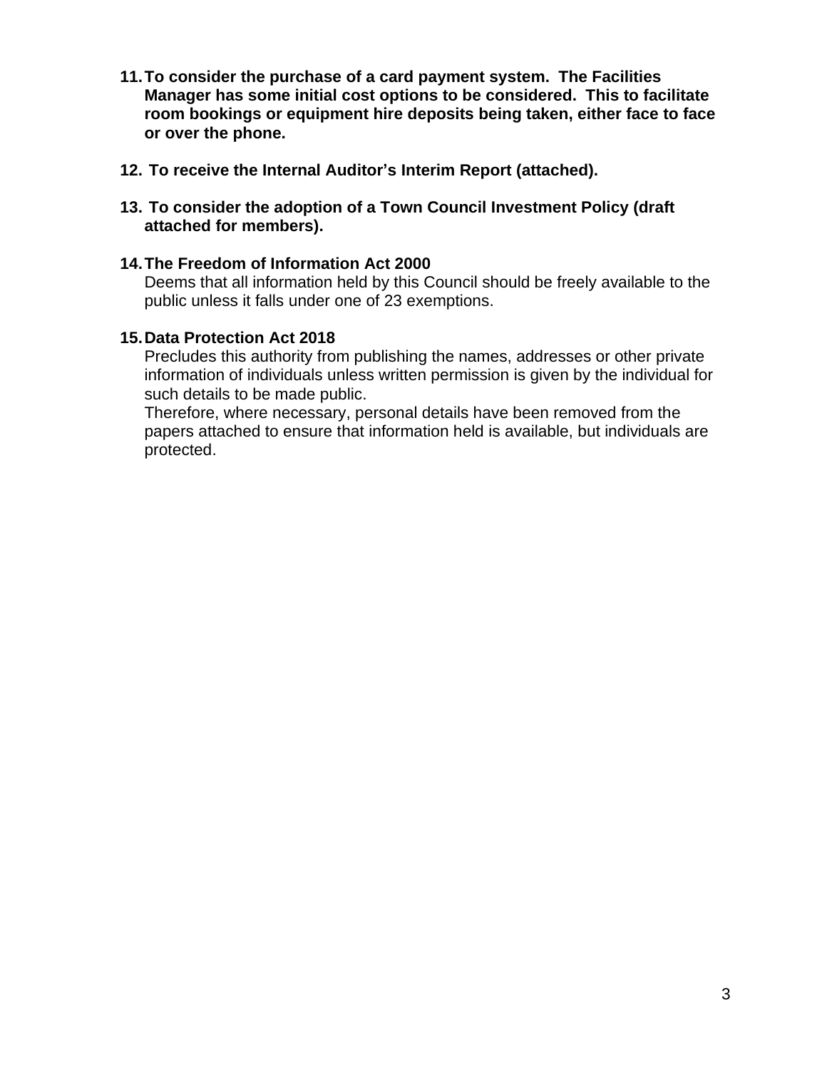11. **To consider the purchase of a card payment system. The Facilities Manager has some initial cost options to be considered. This to facilitate room bookings or equipment hire deposits being taken, either face to face or over the phone.**

12. **To receive the Internal Auditor's Interim Report (attached).**

13. **To consider the adoption of a Town Council Investment Policy (draft attached for members).**

14. **The Freedom of Information Act 2000**
    Deems that all information held by this Council should be freely available to the public unless it falls under one of 23 exemptions.

15. **Data Protection Act 2018**
    Precludes this authority from publishing the names, addresses or other private information of individuals unless written permission is given by the individual for such details to be made public.
    Therefore, where necessary, personal details have been removed from the papers attached to ensure that information held is available, but individuals are protected.